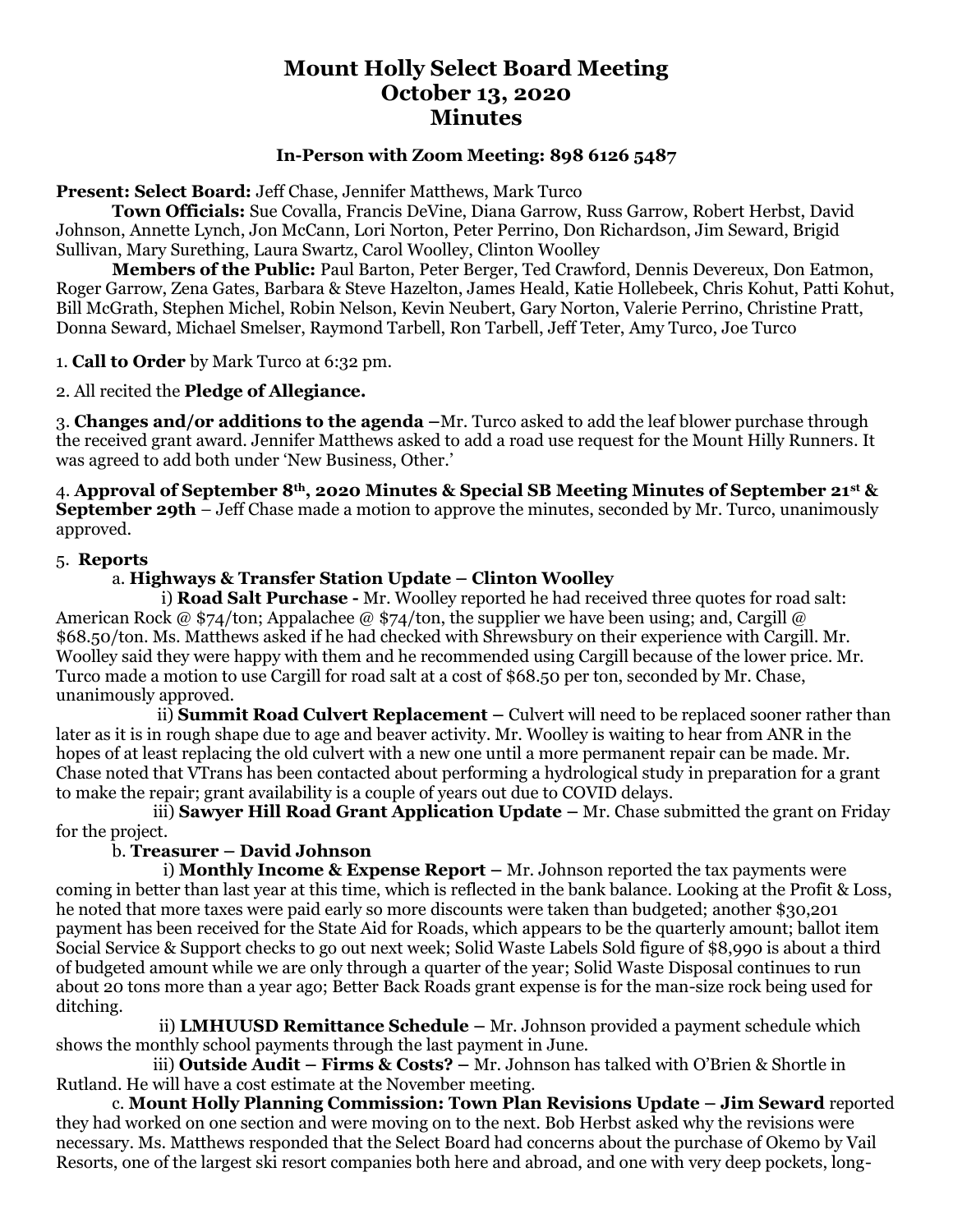# Mount Holly Select Board Meeting
# October 13, 2020
# Minutes

### In-Person with Zoom Meeting: 898 6126 5487

**Present: Select Board:** Jeff Chase, Jennifer Matthews, Mark Turco

**Town Officials:** Sue Covalla, Francis DeVine, Diana Garrow, Russ Garrow, Robert Herbst, David Johnson, Annette Lynch, Jon McCann, Lori Norton, Peter Perrino, Don Richardson, Jim Seward, Brigid Sullivan, Mary Surething, Laura Swartz, Carol Woolley, Clinton Woolley

**Members of the Public:** Paul Barton, Peter Berger, Ted Crawford, Dennis Devereux, Don Eatmon, Roger Garrow, Zena Gates, Barbara & Steve Hazelton, James Heald, Katie Hollebeek, Chris Kohut, Patti Kohut, Bill McGrath, Stephen Michel, Robin Nelson, Kevin Neubert, Gary Norton, Valerie Perrino, Christine Pratt, Donna Seward, Michael Smelser, Raymond Tarbell, Ron Tarbell, Jeff Teter, Amy Turco, Joe Turco

1. **Call to Order** by Mark Turco at 6:32 pm.

2. All recited the **Pledge of Allegiance.**

3. **Changes and/or additions to the agenda** –Mr. Turco asked to add the leaf blower purchase through the received grant award. Jennifer Matthews asked to add a road use request for the Mount Hilly Runners. It was agreed to add both under 'New Business, Other.'

4. **Approval of September 8th, 2020 Minutes & Special SB Meeting Minutes of September 21st & September 29th** – Jeff Chase made a motion to approve the minutes, seconded by Mr. Turco, unanimously approved.

5. **Reports**

a. **Highways & Transfer Station Update – Clinton Woolley**

i) **Road Salt Purchase -** Mr. Woolley reported he had received three quotes for road salt: American Rock @ $74/ton; Appalachee @ $74/ton, the supplier we have been using; and, Cargill @ $68.50/ton. Ms. Matthews asked if he had checked with Shrewsbury on their experience with Cargill. Mr. Woolley said they were happy with them and he recommended using Cargill because of the lower price. Mr. Turco made a motion to use Cargill for road salt at a cost of $68.50 per ton, seconded by Mr. Chase, unanimously approved.

ii) **Summit Road Culvert Replacement –** Culvert will need to be replaced sooner rather than later as it is in rough shape due to age and beaver activity. Mr. Woolley is waiting to hear from ANR in the hopes of at least replacing the old culvert with a new one until a more permanent repair can be made. Mr. Chase noted that VTrans has been contacted about performing a hydrological study in preparation for a grant to make the repair; grant availability is a couple of years out due to COVID delays.

iii) **Sawyer Hill Road Grant Application Update –** Mr. Chase submitted the grant on Friday for the project.

b. **Treasurer – David Johnson**

i) **Monthly Income & Expense Report –** Mr. Johnson reported the tax payments were coming in better than last year at this time, which is reflected in the bank balance. Looking at the Profit & Loss, he noted that more taxes were paid early so more discounts were taken than budgeted; another $30,201 payment has been received for the State Aid for Roads, which appears to be the quarterly amount; ballot item Social Service & Support checks to go out next week; Solid Waste Labels Sold figure of $8,990 is about a third of budgeted amount while we are only through a quarter of the year; Solid Waste Disposal continues to run about 20 tons more than a year ago; Better Back Roads grant expense is for the man-size rock being used for ditching.

ii) **LMHUUSD Remittance Schedule –** Mr. Johnson provided a payment schedule which shows the monthly school payments through the last payment in June.

iii) **Outside Audit – Firms & Costs? –** Mr. Johnson has talked with O'Brien & Shortle in Rutland. He will have a cost estimate at the November meeting.

c. **Mount Holly Planning Commission: Town Plan Revisions Update – Jim Seward** reported they had worked on one section and were moving on to the next. Bob Herbst asked why the revisions were necessary. Ms. Matthews responded that the Select Board had concerns about the purchase of Okemo by Vail Resorts, one of the largest ski resort companies both here and abroad, and one with very deep pockets, long-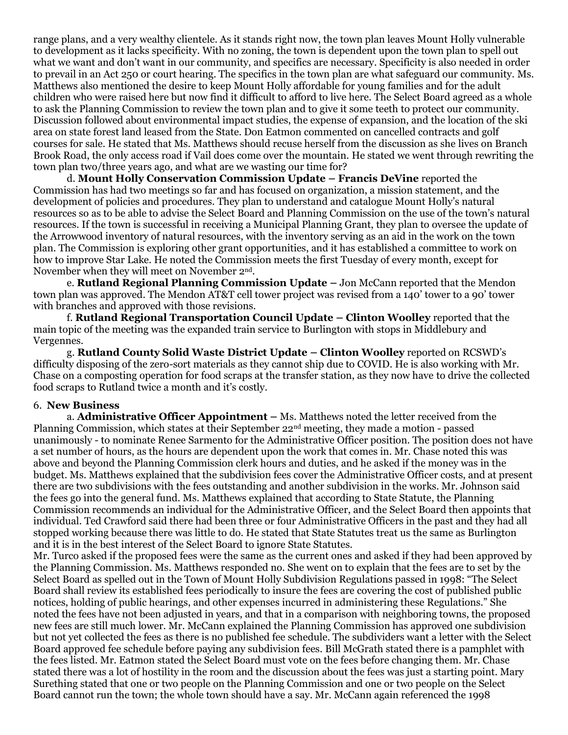range plans, and a very wealthy clientele. As it stands right now, the town plan leaves Mount Holly vulnerable to development as it lacks specificity. With no zoning, the town is dependent upon the town plan to spell out what we want and don't want in our community, and specifics are necessary. Specificity is also needed in order to prevail in an Act 250 or court hearing. The specifics in the town plan are what safeguard our community. Ms. Matthews also mentioned the desire to keep Mount Holly affordable for young families and for the adult children who were raised here but now find it difficult to afford to live here. The Select Board agreed as a whole to ask the Planning Commission to review the town plan and to give it some teeth to protect our community. Discussion followed about environmental impact studies, the expense of expansion, and the location of the ski area on state forest land leased from the State. Don Eatmon commented on cancelled contracts and golf courses for sale. He stated that Ms. Matthews should recuse herself from the discussion as she lives on Branch Brook Road, the only access road if Vail does come over the mountain. He stated we went through rewriting the town plan two/three years ago, and what are we wasting our time for?

d. **Mount Holly Conservation Commission Update – Francis DeVine** reported the Commission has had two meetings so far and has focused on organization, a mission statement, and the development of policies and procedures. They plan to understand and catalogue Mount Holly's natural resources so as to be able to advise the Select Board and Planning Commission on the use of the town's natural resources. If the town is successful in receiving a Municipal Planning Grant, they plan to oversee the update of the Arrowwood inventory of natural resources, with the inventory serving as an aid in the work on the town plan. The Commission is exploring other grant opportunities, and it has established a committee to work on how to improve Star Lake. He noted the Commission meets the first Tuesday of every month, except for November when they will meet on November 2nd.

e. **Rutland Regional Planning Commission Update –** Jon McCann reported that the Mendon town plan was approved. The Mendon AT&T cell tower project was revised from a 140' tower to a 90' tower with branches and approved with those revisions.

f. **Rutland Regional Transportation Council Update – Clinton Woolley** reported that the main topic of the meeting was the expanded train service to Burlington with stops in Middlebury and Vergennes.

g. **Rutland County Solid Waste District Update – Clinton Woolley** reported on RCSWD's difficulty disposing of the zero-sort materials as they cannot ship due to COVID. He is also working with Mr. Chase on a composting operation for food scraps at the transfer station, as they now have to drive the collected food scraps to Rutland twice a month and it's costly.

## 6. New Business

a. **Administrative Officer Appointment –** Ms. Matthews noted the letter received from the Planning Commission, which states at their September 22nd meeting, they made a motion - passed unanimously - to nominate Renee Sarmento for the Administrative Officer position. The position does not have a set number of hours, as the hours are dependent upon the work that comes in. Mr. Chase noted this was above and beyond the Planning Commission clerk hours and duties, and he asked if the money was in the budget. Ms. Matthews explained that the subdivision fees cover the Administrative Officer costs, and at present there are two subdivisions with the fees outstanding and another subdivision in the works. Mr. Johnson said the fees go into the general fund. Ms. Matthews explained that according to State Statute, the Planning Commission recommends an individual for the Administrative Officer, and the Select Board then appoints that individual. Ted Crawford said there had been three or four Administrative Officers in the past and they had all stopped working because there was little to do. He stated that State Statutes treat us the same as Burlington and it is in the best interest of the Select Board to ignore State Statutes.

Mr. Turco asked if the proposed fees were the same as the current ones and asked if they had been approved by the Planning Commission. Ms. Matthews responded no. She went on to explain that the fees are to set by the Select Board as spelled out in the Town of Mount Holly Subdivision Regulations passed in 1998: "The Select Board shall review its established fees periodically to insure the fees are covering the cost of published public notices, holding of public hearings, and other expenses incurred in administering these Regulations." She noted the fees have not been adjusted in years, and that in a comparison with neighboring towns, the proposed new fees are still much lower. Mr. McCann explained the Planning Commission has approved one subdivision but not yet collected the fees as there is no published fee schedule. The subdividers want a letter with the Select Board approved fee schedule before paying any subdivision fees. Bill McGrath stated there is a pamphlet with the fees listed. Mr. Eatmon stated the Select Board must vote on the fees before changing them. Mr. Chase stated there was a lot of hostility in the room and the discussion about the fees was just a starting point. Mary Surething stated that one or two people on the Planning Commission and one or two people on the Select Board cannot run the town; the whole town should have a say. Mr. McCann again referenced the 1998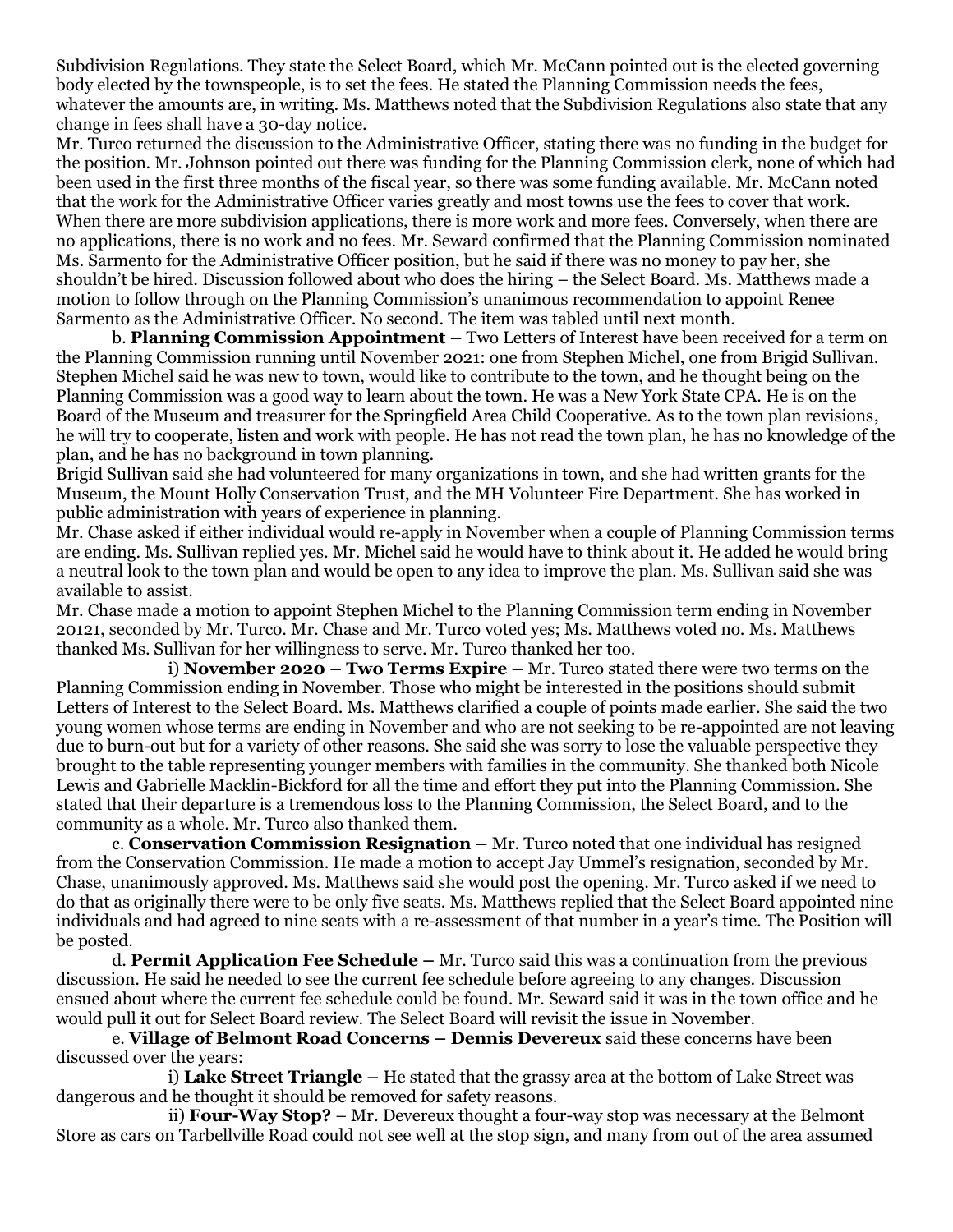Subdivision Regulations. They state the Select Board, which Mr. McCann pointed out is the elected governing body elected by the townspeople, is to set the fees. He stated the Planning Commission needs the fees, whatever the amounts are, in writing. Ms. Matthews noted that the Subdivision Regulations also state that any change in fees shall have a 30-day notice.

Mr. Turco returned the discussion to the Administrative Officer, stating there was no funding in the budget for the position. Mr. Johnson pointed out there was funding for the Planning Commission clerk, none of which had been used in the first three months of the fiscal year, so there was some funding available. Mr. McCann noted that the work for the Administrative Officer varies greatly and most towns use the fees to cover that work. When there are more subdivision applications, there is more work and more fees. Conversely, when there are no applications, there is no work and no fees. Mr. Seward confirmed that the Planning Commission nominated Ms. Sarmento for the Administrative Officer position, but he said if there was no money to pay her, she shouldn't be hired. Discussion followed about who does the hiring – the Select Board. Ms. Matthews made a motion to follow through on the Planning Commission's unanimous recommendation to appoint Renee Sarmento as the Administrative Officer. No second. The item was tabled until next month.

b. **Planning Commission Appointment –** Two Letters of Interest have been received for a term on the Planning Commission running until November 2021: one from Stephen Michel, one from Brigid Sullivan. Stephen Michel said he was new to town, would like to contribute to the town, and he thought being on the Planning Commission was a good way to learn about the town. He was a New York State CPA. He is on the Board of the Museum and treasurer for the Springfield Area Child Cooperative. As to the town plan revisions, he will try to cooperate, listen and work with people. He has not read the town plan, he has no knowledge of the plan, and he has no background in town planning.

Brigid Sullivan said she had volunteered for many organizations in town, and she had written grants for the Museum, the Mount Holly Conservation Trust, and the MH Volunteer Fire Department. She has worked in public administration with years of experience in planning.

Mr. Chase asked if either individual would re-apply in November when a couple of Planning Commission terms are ending. Ms. Sullivan replied yes. Mr. Michel said he would have to think about it. He added he would bring a neutral look to the town plan and would be open to any idea to improve the plan. Ms. Sullivan said she was available to assist.

Mr. Chase made a motion to appoint Stephen Michel to the Planning Commission term ending in November 20121, seconded by Mr. Turco. Mr. Chase and Mr. Turco voted yes; Ms. Matthews voted no. Ms. Matthews thanked Ms. Sullivan for her willingness to serve. Mr. Turco thanked her too.

i) **November 2020 – Two Terms Expire –** Mr. Turco stated there were two terms on the Planning Commission ending in November. Those who might be interested in the positions should submit Letters of Interest to the Select Board. Ms. Matthews clarified a couple of points made earlier. She said the two young women whose terms are ending in November and who are not seeking to be re-appointed are not leaving due to burn-out but for a variety of other reasons. She said she was sorry to lose the valuable perspective they brought to the table representing younger members with families in the community. She thanked both Nicole Lewis and Gabrielle Macklin-Bickford for all the time and effort they put into the Planning Commission. She stated that their departure is a tremendous loss to the Planning Commission, the Select Board, and to the community as a whole. Mr. Turco also thanked them.

c. **Conservation Commission Resignation –** Mr. Turco noted that one individual has resigned from the Conservation Commission. He made a motion to accept Jay Ummel's resignation, seconded by Mr. Chase, unanimously approved. Ms. Matthews said she would post the opening. Mr. Turco asked if we need to do that as originally there were to be only five seats. Ms. Matthews replied that the Select Board appointed nine individuals and had agreed to nine seats with a re-assessment of that number in a year's time. The Position will be posted.

d. **Permit Application Fee Schedule –** Mr. Turco said this was a continuation from the previous discussion. He said he needed to see the current fee schedule before agreeing to any changes. Discussion ensued about where the current fee schedule could be found. Mr. Seward said it was in the town office and he would pull it out for Select Board review. The Select Board will revisit the issue in November.

e. **Village of Belmont Road Concerns – Dennis Devereux** said these concerns have been discussed over the years:

i) **Lake Street Triangle –** He stated that the grassy area at the bottom of Lake Street was dangerous and he thought it should be removed for safety reasons.

ii) **Four-Way Stop?** – Mr. Devereux thought a four-way stop was necessary at the Belmont Store as cars on Tarbellville Road could not see well at the stop sign, and many from out of the area assumed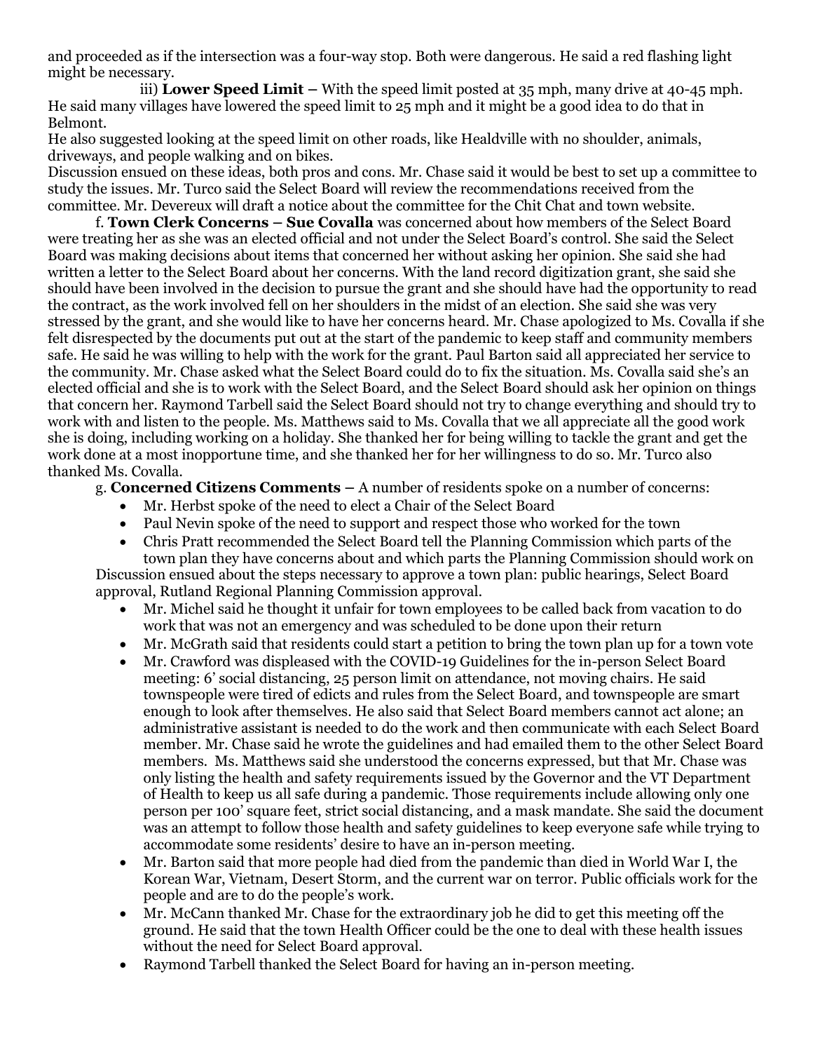and proceeded as if the intersection was a four-way stop. Both were dangerous. He said a red flashing light might be necessary.

iii) **Lower Speed Limit –** With the speed limit posted at 35 mph, many drive at 40-45 mph. He said many villages have lowered the speed limit to 25 mph and it might be a good idea to do that in Belmont.

He also suggested looking at the speed limit on other roads, like Healdville with no shoulder, animals, driveways, and people walking and on bikes.

Discussion ensued on these ideas, both pros and cons. Mr. Chase said it would be best to set up a committee to study the issues. Mr. Turco said the Select Board will review the recommendations received from the committee. Mr. Devereux will draft a notice about the committee for the Chit Chat and town website.

f. **Town Clerk Concerns – Sue Covalla** was concerned about how members of the Select Board were treating her as she was an elected official and not under the Select Board's control. She said the Select Board was making decisions about items that concerned her without asking her opinion. She said she had written a letter to the Select Board about her concerns. With the land record digitization grant, she said she should have been involved in the decision to pursue the grant and she should have had the opportunity to read the contract, as the work involved fell on her shoulders in the midst of an election. She said she was very stressed by the grant, and she would like to have her concerns heard. Mr. Chase apologized to Ms. Covalla if she felt disrespected by the documents put out at the start of the pandemic to keep staff and community members safe. He said he was willing to help with the work for the grant. Paul Barton said all appreciated her service to the community. Mr. Chase asked what the Select Board could do to fix the situation. Ms. Covalla said she's an elected official and she is to work with the Select Board, and the Select Board should ask her opinion on things that concern her. Raymond Tarbell said the Select Board should not try to change everything and should try to work with and listen to the people. Ms. Matthews said to Ms. Covalla that we all appreciate all the good work she is doing, including working on a holiday. She thanked her for being willing to tackle the grant and get the work done at a most inopportune time, and she thanked her for her willingness to do so. Mr. Turco also thanked Ms. Covalla.

g. **Concerned Citizens Comments –** A number of residents spoke on a number of concerns:

- Mr. Herbst spoke of the need to elect a Chair of the Select Board
- Paul Nevin spoke of the need to support and respect those who worked for the town
- Chris Pratt recommended the Select Board tell the Planning Commission which parts of the town plan they have concerns about and which parts the Planning Commission should work on

Discussion ensued about the steps necessary to approve a town plan: public hearings, Select Board approval, Rutland Regional Planning Commission approval.

- Mr. Michel said he thought it unfair for town employees to be called back from vacation to do work that was not an emergency and was scheduled to be done upon their return
- Mr. McGrath said that residents could start a petition to bring the town plan up for a town vote
- Mr. Crawford was displeased with the COVID-19 Guidelines for the in-person Select Board meeting: 6' social distancing, 25 person limit on attendance, not moving chairs. He said townspeople were tired of edicts and rules from the Select Board, and townspeople are smart enough to look after themselves. He also said that Select Board members cannot act alone; an administrative assistant is needed to do the work and then communicate with each Select Board member. Mr. Chase said he wrote the guidelines and had emailed them to the other Select Board members. Ms. Matthews said she understood the concerns expressed, but that Mr. Chase was only listing the health and safety requirements issued by the Governor and the VT Department of Health to keep us all safe during a pandemic. Those requirements include allowing only one person per 100' square feet, strict social distancing, and a mask mandate. She said the document was an attempt to follow those health and safety guidelines to keep everyone safe while trying to accommodate some residents' desire to have an in-person meeting.
- Mr. Barton said that more people had died from the pandemic than died in World War I, the Korean War, Vietnam, Desert Storm, and the current war on terror. Public officials work for the people and are to do the people's work.
- Mr. McCann thanked Mr. Chase for the extraordinary job he did to get this meeting off the ground. He said that the town Health Officer could be the one to deal with these health issues without the need for Select Board approval.
- Raymond Tarbell thanked the Select Board for having an in-person meeting.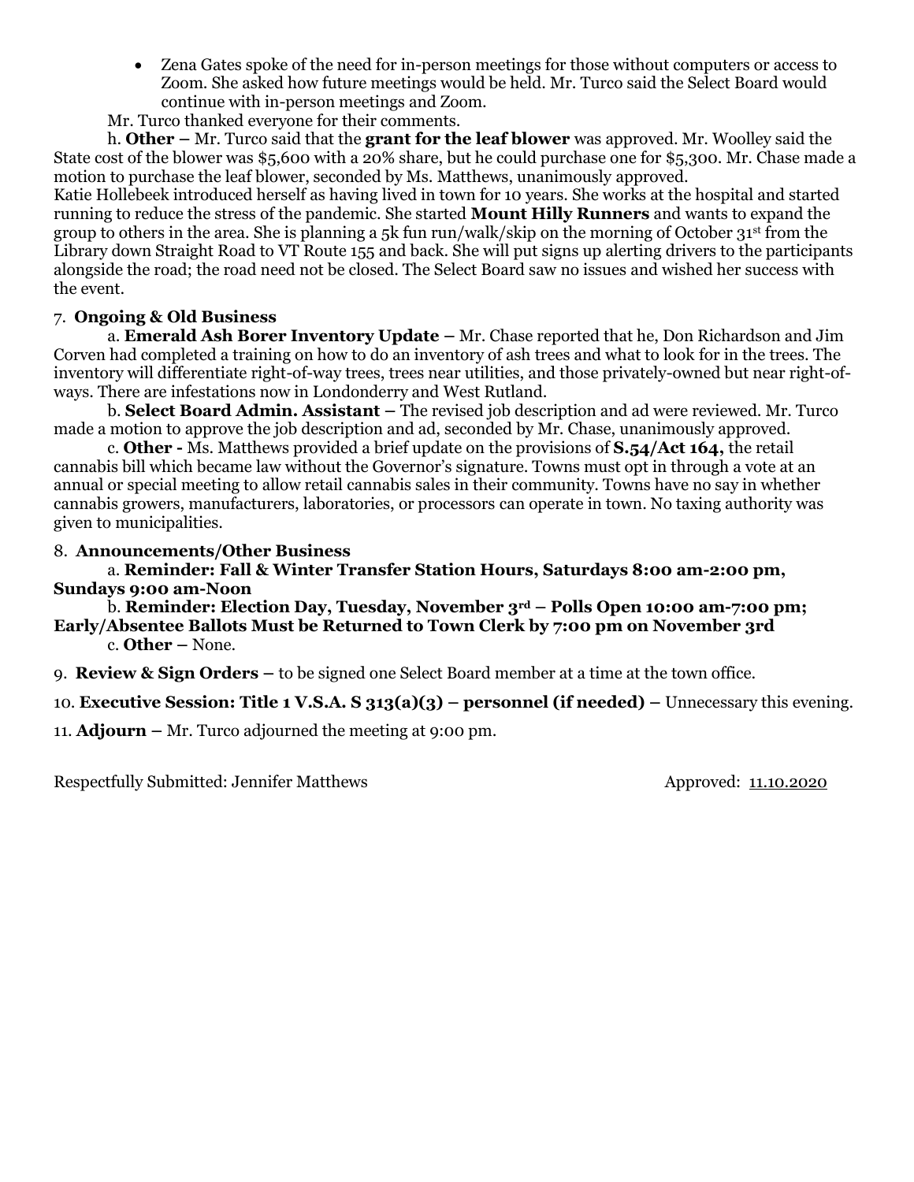- Zena Gates spoke of the need for in-person meetings for those without computers or access to Zoom. She asked how future meetings would be held. Mr. Turco said the Select Board would continue with in-person meetings and Zoom.

Mr. Turco thanked everyone for their comments.

h. **Other –** Mr. Turco said that the **grant for the leaf blower** was approved. Mr. Woolley said the State cost of the blower was $5,600 with a 20% share, but he could purchase one for $5,300. Mr. Chase made a motion to purchase the leaf blower, seconded by Ms. Matthews, unanimously approved.

Katie Hollebeek introduced herself as having lived in town for 10 years. She works at the hospital and started running to reduce the stress of the pandemic. She started **Mount Hilly Runners** and wants to expand the group to others in the area. She is planning a 5k fun run/walk/skip on the morning of October 31st from the Library down Straight Road to VT Route 155 and back. She will put signs up alerting drivers to the participants alongside the road; the road need not be closed. The Select Board saw no issues and wished her success with the event.

7. **Ongoing & Old Business**

a. **Emerald Ash Borer Inventory Update –** Mr. Chase reported that he, Don Richardson and Jim Corven had completed a training on how to do an inventory of ash trees and what to look for in the trees. The inventory will differentiate right-of-way trees, trees near utilities, and those privately-owned but near right-of-ways. There are infestations now in Londonderry and West Rutland.

b. **Select Board Admin. Assistant –** The revised job description and ad were reviewed. Mr. Turco made a motion to approve the job description and ad, seconded by Mr. Chase, unanimously approved.

c. **Other -** Ms. Matthews provided a brief update on the provisions of **S.54/Act 164,** the retail cannabis bill which became law without the Governor's signature. Towns must opt in through a vote at an annual or special meeting to allow retail cannabis sales in their community. Towns have no say in whether cannabis growers, manufacturers, laboratories, or processors can operate in town. No taxing authority was given to municipalities.

8. **Announcements/Other Business**

a. **Reminder: Fall & Winter Transfer Station Hours, Saturdays 8:00 am-2:00 pm, Sundays 9:00 am-Noon**

b. **Reminder: Election Day, Tuesday, November 3rd – Polls Open 10:00 am-7:00 pm; Early/Absentee Ballots Must be Returned to Town Clerk by 7:00 pm on November 3rd**

c. **Other –** None.

9. **Review & Sign Orders –** to be signed one Select Board member at a time at the town office.

10. **Executive Session: Title 1 V.S.A. S 313(a)(3) – personnel (if needed) –** Unnecessary this evening.

11. **Adjourn –** Mr. Turco adjourned the meeting at 9:00 pm.

Respectfully Submitted: Jennifer Matthews Approved: 11.10.2020